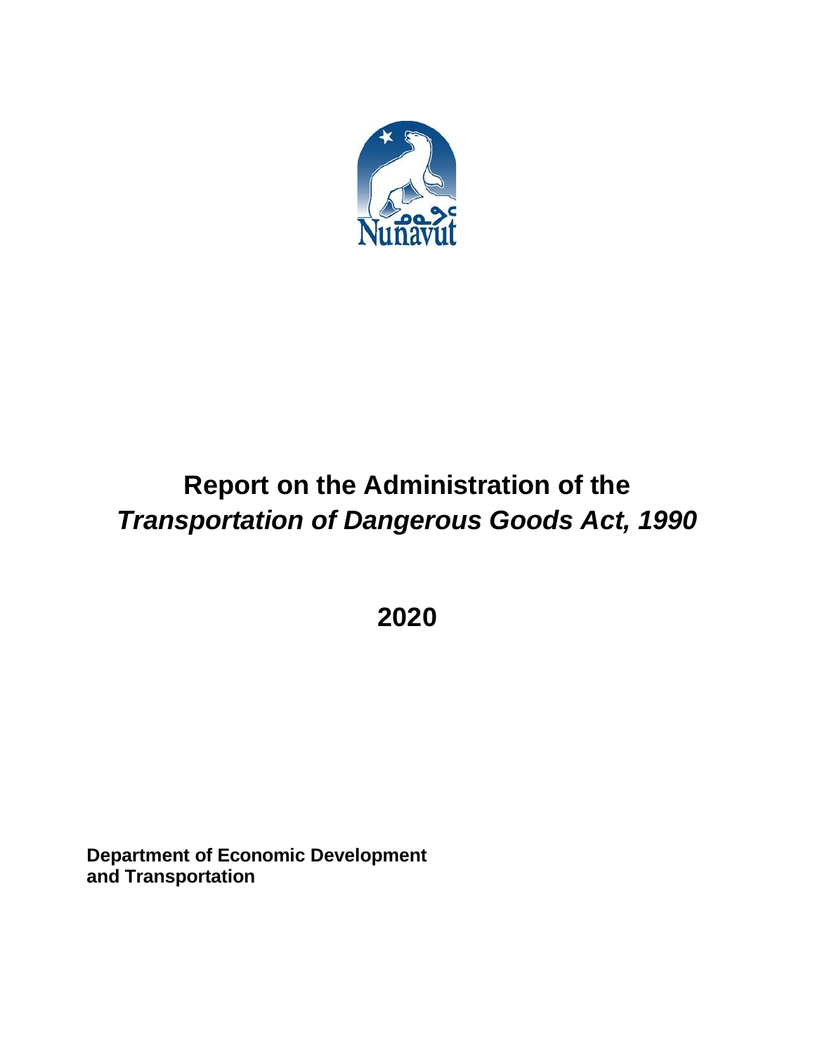# Report on the Administration of the *Transportation of Dangerous Goods Act, 1990*

## 2020

**Department of Economic Development and Transportation**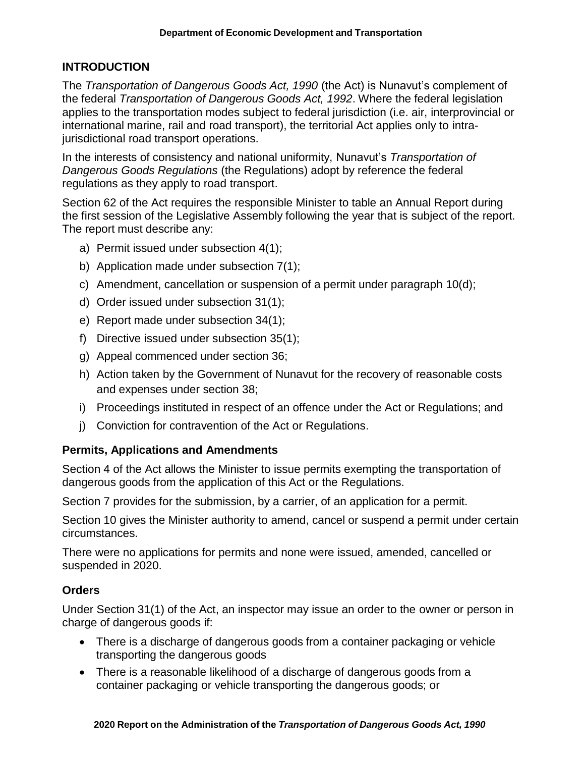## INTRODUCTION

The *Transportation of Dangerous Goods Act, 1990* (the Act) is Nunavut's complement of the federal *Transportation of Dangerous Goods Act, 1992*. Where the federal legislation applies to the transportation modes subject to federal jurisdiction (i.e. air, interprovincial or international marine, rail and road transport), the territorial Act applies only to intra-jurisdictional road transport operations.

In the interests of consistency and national uniformity, Nunavut's *Transportation of Dangerous Goods Regulations* (the Regulations) adopt by reference the federal regulations as they apply to road transport.

Section 62 of the Act requires the responsible Minister to table an Annual Report during the first session of the Legislative Assembly following the year that is subject of the report. The report must describe any:

a) Permit issued under subsection 4(1);
b) Application made under subsection 7(1);
c) Amendment, cancellation or suspension of a permit under paragraph 10(d);
d) Order issued under subsection 31(1);
e) Report made under subsection 34(1);
f) Directive issued under subsection 35(1);
g) Appeal commenced under section 36;
h) Action taken by the Government of Nunavut for the recovery of reasonable costs and expenses under section 38;
i) Proceedings instituted in respect of an offence under the Act or Regulations; and
j) Conviction for contravention of the Act or Regulations.

### Permits, Applications and Amendments

Section 4 of the Act allows the Minister to issue permits exempting the transportation of dangerous goods from the application of this Act or the Regulations.

Section 7 provides for the submission, by a carrier, of an application for a permit.

Section 10 gives the Minister authority to amend, cancel or suspend a permit under certain circumstances.

There were no applications for permits and none were issued, amended, cancelled or suspended in 2020.

### Orders

Under Section 31(1) of the Act, an inspector may issue an order to the owner or person in charge of dangerous goods if:

- There is a discharge of dangerous goods from a container packaging or vehicle transporting the dangerous goods
- There is a reasonable likelihood of a discharge of dangerous goods from a container packaging or vehicle transporting the dangerous goods; or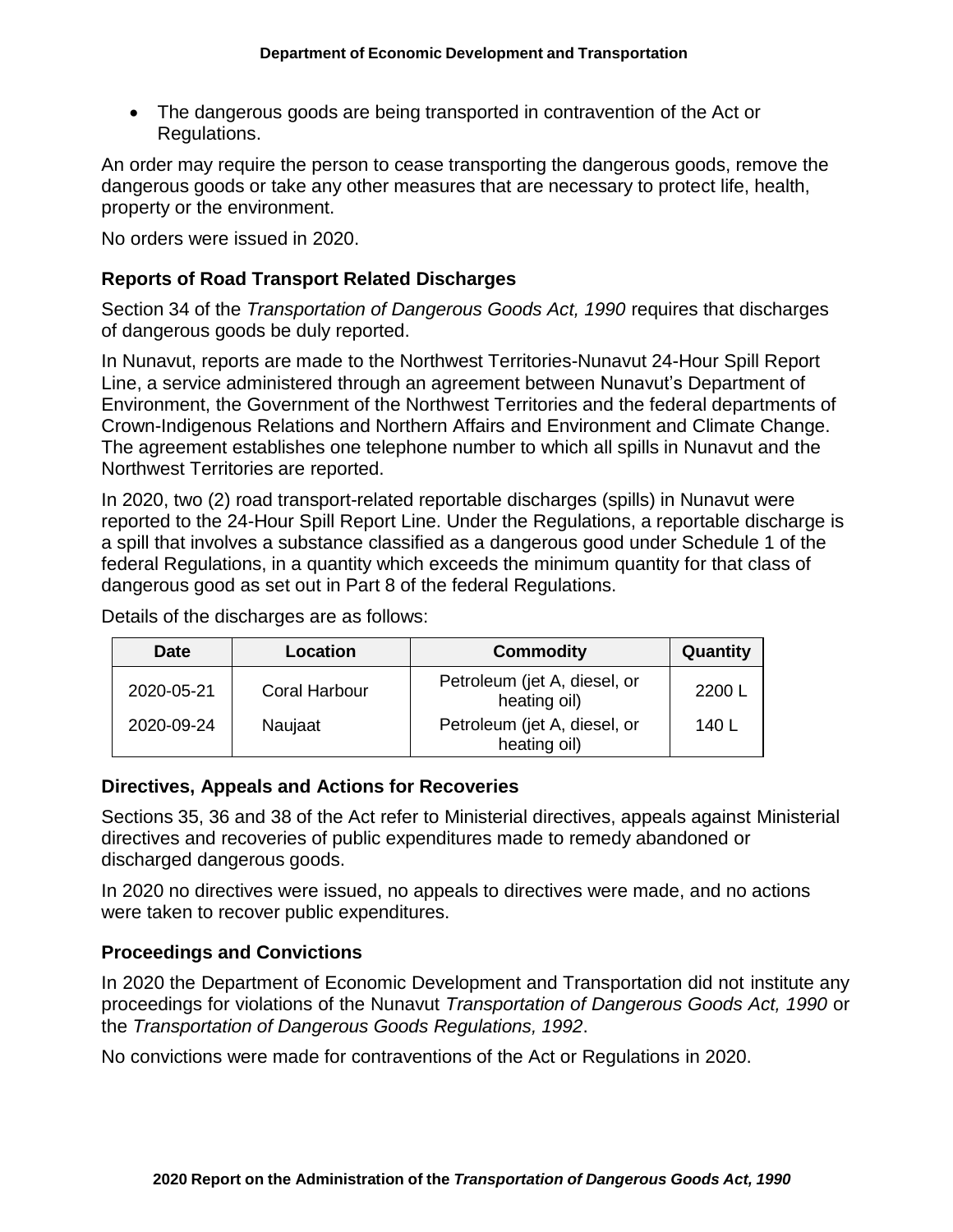- The dangerous goods are being transported in contravention of the Act or Regulations.

An order may require the person to cease transporting the dangerous goods, remove the dangerous goods or take any other measures that are necessary to protect life, health, property or the environment.

No orders were issued in 2020.

### Reports of Road Transport Related Discharges

Section 34 of the *Transportation of Dangerous Goods Act, 1990* requires that discharges of dangerous goods be duly reported.

In Nunavut, reports are made to the Northwest Territories-Nunavut 24-Hour Spill Report Line, a service administered through an agreement between Nunavut's Department of Environment, the Government of the Northwest Territories and the federal departments of Crown-Indigenous Relations and Northern Affairs and Environment and Climate Change. The agreement establishes one telephone number to which all spills in Nunavut and the Northwest Territories are reported.

In 2020, two (2) road transport-related reportable discharges (spills) in Nunavut were reported to the 24-Hour Spill Report Line. Under the Regulations, a reportable discharge is a spill that involves a substance classified as a dangerous good under Schedule 1 of the federal Regulations, in a quantity which exceeds the minimum quantity for that class of dangerous good as set out in Part 8 of the federal Regulations.

Details of the discharges are as follows:

| Date | Location | Commodity | Quantity |
|---|---|---|---|
| 2020-05-21 | Coral Harbour | Petroleum (jet A, diesel, or heating oil) | 2200 L |
| 2020-09-24 | Naujaat | Petroleum (jet A, diesel, or heating oil) | 140 L |

### Directives, Appeals and Actions for Recoveries

Sections 35, 36 and 38 of the Act refer to Ministerial directives, appeals against Ministerial directives and recoveries of public expenditures made to remedy abandoned or discharged dangerous goods.

In 2020 no directives were issued, no appeals to directives were made, and no actions were taken to recover public expenditures.

### Proceedings and Convictions

In 2020 the Department of Economic Development and Transportation did not institute any proceedings for violations of the Nunavut *Transportation of Dangerous Goods Act, 1990* or the *Transportation of Dangerous Goods Regulations, 1992*.

No convictions were made for contraventions of the Act or Regulations in 2020.